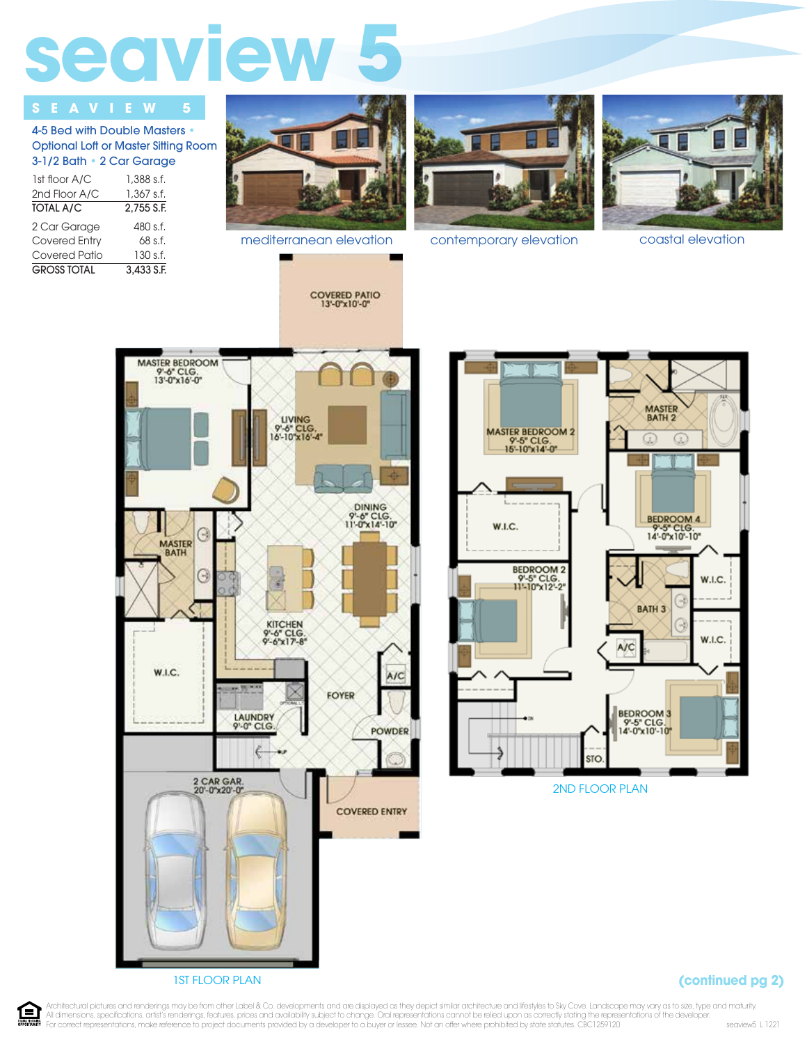# seaview 5

## SEAVIEW 5

4-5 Bed with Double Masters • Optional Loft or Master Sitting Room
3-1/2 Bath • 2 Car Garage

| | |
|---|---|
| 1st floor A/C | 1,388 s.f. |
| 2nd Floor A/C | 1,367 s.f. |
| **TOTAL A/C** | **2,755 S.F.** |
| 2 Car Garage | 480 s.f. |
| Covered Entry | 68 s.f. |
| Covered Patio | 130 s.f. |
| **GROSS TOTAL** | **3,433 S.F.** |

mediterranean elevation

contemporary elevation

coastal elevation

### 1ST FLOOR PLAN

- COVERED PATIO 13'-0"x10'-0"
- MASTER BEDROOM 9'-6" CLG. 13'-0"x16'-0"
- LIVING 9'-6" CLG. 16'-10"x16'-4"
- DINING 9'-6" CLG. 11'-0"x14'-10"
- MASTER BATH
- KITCHEN 9'-6" CLG. 9'-6"x17'-8"
- W.I.C.
- A/C
- FOYER
- LAUNDRY 9'-0" CLG.
- POWDER
- 2 CAR GAR. 20'-0"x20'-0"
- COVERED ENTRY

### 2ND FLOOR PLAN

- MASTER BEDROOM 2 9'-5" CLG. 15'-10"x14'-0"
- MASTER BATH 2
- W.I.C.
- BEDROOM 4 9'-5" CLG. 14'-0"x10'-10"
- BEDROOM 2 9'-5" CLG. 11'-10"x12'-2"
- W.I.C.
- BATH 3
- W.I.C.
- A/C
- BEDROOM 3 9'-5" CLG. 14'-0"x10'-10"
- STO.

(continued pg 2)

Architectural pictures and renderings may be from other Label & Co. developments and are displayed as they depict similar architecture and lifestyles to Sky Cove. Landscape may vary as to size, type and maturity. All dimensions, specifications, artist's renderings, features, prices and availability subject to change. Oral representations cannot be relied upon as correctly stating the representations of the developer. For correct representations, make reference to project documents provided by a developer to a buyer or lessee. Not an offer where prohibited by state statutes. CBC1259120

seaview5 L 1221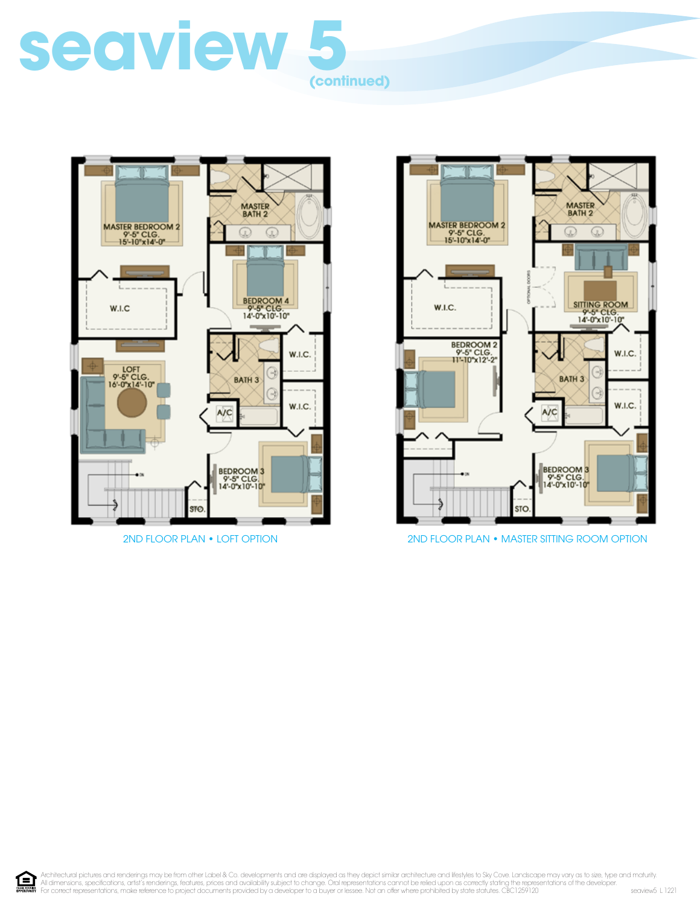# seaview 5

(continued)

MASTER BEDROOM 2
9'-5" CLG.
15'-10"x14'-0"

MASTER BATH 2

W.I.C

BEDROOM 4
9'-5" CLG.
14'-0"x10'-10"

LOFT
9'-5" CLG.
16'-0"x14'-10"

BATH 3

W.I.C.

W.I.C.

A/C

BEDROOM 3
9'-5" CLG.
14'-0"x10'-10"

STO.

2ND FLOOR PLAN • LOFT OPTION

MASTER BEDROOM 2
9'-5" CLG.
15'-10"x14'-0"

MASTER BATH 2

W.I.C.

OPTIONAL DOORS

SITTING ROOM
9'-5" CLG.
14'-0"x10'-10"

BEDROOM 2
9'-5" CLG.
11'-10"x12'-2"

BATH 3

W.I.C.

W.I.C.

A/C

BEDROOM 3
9'-5" CLG.
14'-0"x10'-10"

STO.

2ND FLOOR PLAN • MASTER SITTING ROOM OPTION

Architectural pictures and renderings may be from other Label & Co. developments and are displayed as they depict similar architecture and lifestyles to Sky Cove. Landscape may vary as to size, type and maturity. All dimensions, specifications, artist's renderings, features, prices and availability subject to change. Oral representations cannot be relied upon as correctly stating the representations of the developer. For correct representations, make reference to project documents provided by a developer to a buyer or lessee. Not an offer where prohibited by state statutes. CBC1259120

seaview5 L 1221